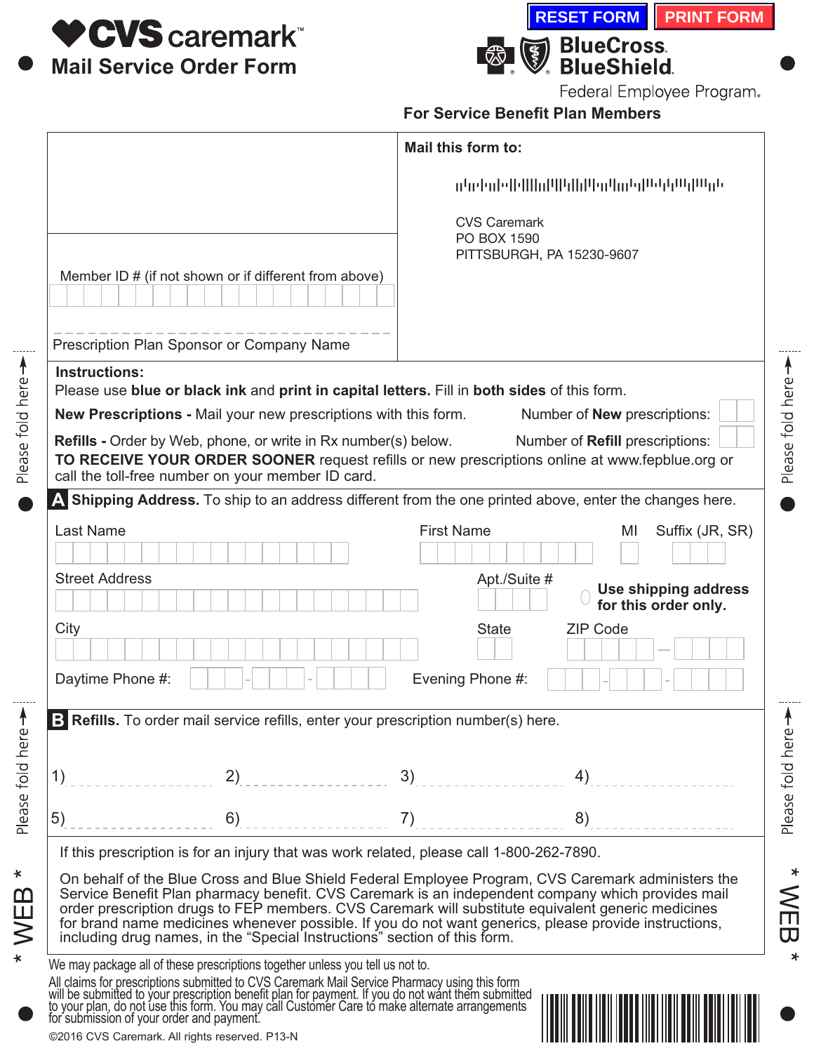# CVS caremark

## Mail Service Order Form

RESET FORM | PRINT FORM

BlueCross BlueShield Federal Employee Program.

**For Service Benefit Plan Members**

Member ID # (if not shown or if different from above)

Prescription Plan Sponsor or Company Name

**Mail this form to:**

CVS Caremark
PO BOX 1590
PITTSBURGH, PA 15230-9607

**Instructions:**
Please use **blue or black ink** and **print in capital letters.** Fill in **both sides** of this form.

**New Prescriptions -** Mail your new prescriptions with this form. Number of **New** prescriptions:

**Refills -** Order by Web, phone, or write in Rx number(s) below. Number of **Refill** prescriptions:

**TO RECEIVE YOUR ORDER SOONER** request refills or new prescriptions online at www.fepblue.org or call the toll-free number on your member ID card.

**A Shipping Address.** To ship to an address different from the one printed above, enter the changes here.

Last Name | First Name | MI | Suffix (JR, SR)

Street Address | Apt./Suite # | **Use shipping address for this order only.**

City | State | ZIP Code

Daytime Phone #: | Evening Phone #:

**B Refills.** To order mail service refills, enter your prescription number(s) here.

1) 2) 3) 4)

5) 6) 7) 8)

If this prescription is for an injury that was work related, please call 1-800-262-7890.

On behalf of the Blue Cross and Blue Shield Federal Employee Program, CVS Caremark administers the Service Benefit Plan pharmacy benefit. CVS Caremark is an independent company which provides mail order prescription drugs to FEP members. CVS Caremark will substitute equivalent generic medicines for brand name medicines whenever possible. If you do not want generics, please provide instructions, including drug names, in the "Special Instructions" section of this form.

We may package all of these prescriptions together unless you tell us not to.

All claims for prescriptions submitted to CVS Caremark Mail Service Pharmacy using this form will be submitted to your prescription benefit plan for payment. If you do not want them submitted to your plan, do not use this form. You may call Customer Care to make alternate arrangements for submission of your order and payment.

©2016 CVS Caremark. All rights reserved. P13-N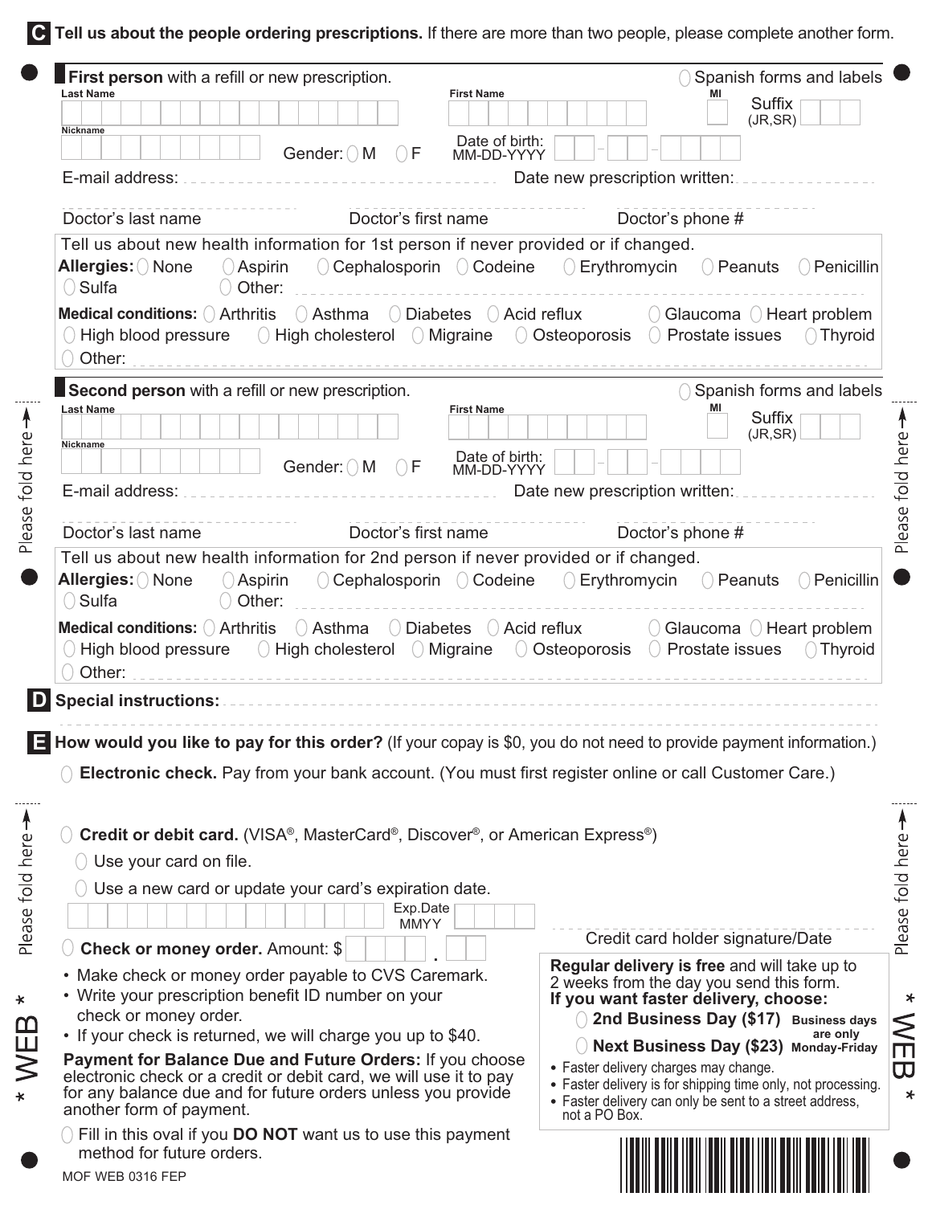**C Tell us about the people ordering prescriptions.** If there are more than two people, please complete another form.

**First person** with a refill or new prescription. ◯ Spanish forms and labels

Last Name ______ First Name ______ MI ___ Suffix (JR,SR) ______

Nickname ______ Gender: ◯ M ◯ F Date of birth: MM-DD-YYYY ___-___-_____

E-mail address: ______________________ Date new prescription written: ______

Doctor's last name ______ Doctor's first name ______ Doctor's phone # ______

Tell us about new health information for 1st person if never provided or if changed.

**Allergies:** ◯ None ◯ Aspirin ◯ Cephalosporin ◯ Codeine ◯ Erythromycin ◯ Peanuts ◯ Penicillin ◯ Sulfa ◯ Other: ______

**Medical conditions:** ◯ Arthritis ◯ Asthma ◯ Diabetes ◯ Acid reflux ◯ Glaucoma ◯ Heart problem ◯ High blood pressure ◯ High cholesterol ◯ Migraine ◯ Osteoporosis ◯ Prostate issues ◯ Thyroid ◯ Other: ______

**Second person** with a refill or new prescription. ◯ Spanish forms and labels

Last Name ______ First Name ______ MI ___ Suffix (JR,SR) ______

Nickname ______ Gender: ◯ M ◯ F Date of birth: MM-DD-YYYY ___-___-_____

E-mail address: ______________________ Date new prescription written: ______

Doctor's last name ______ Doctor's first name ______ Doctor's phone # ______

Tell us about new health information for 2nd person if never provided or if changed.

**Allergies:** ◯ None ◯ Aspirin ◯ Cephalosporin ◯ Codeine ◯ Erythromycin ◯ Peanuts ◯ Penicillin ◯ Sulfa ◯ Other: ______

**Medical conditions:** ◯ Arthritis ◯ Asthma ◯ Diabetes ◯ Acid reflux ◯ Glaucoma ◯ Heart problem ◯ High blood pressure ◯ High cholesterol ◯ Migraine ◯ Osteoporosis ◯ Prostate issues ◯ Thyroid ◯ Other: ______

**D Special instructions:** ______

**E How would you like to pay for this order?** (If your copay is $0, you do not need to provide payment information.)

◯ **Electronic check.** Pay from your bank account. (You must first register online or call Customer Care.)

◯ **Credit or debit card.** (VISA®, MasterCard®, Discover®, or American Express®)

◯ Use your card on file.

◯ Use a new card or update your card's expiration date.

______ Exp.Date MMYY ______

Credit card holder signature/Date ______

◯ **Check or money order.** Amount: $ ____.__

- Make check or money order payable to CVS Caremark.
- Write your prescription benefit ID number on your check or money order.
- If your check is returned, we will charge you up to $40.

**Payment for Balance Due and Future Orders:** If you choose electronic check or a credit or debit card, we will use it to pay for any balance due and for future orders unless you provide another form of payment.

◯ Fill in this oval if you **DO NOT** want us to use this payment method for future orders.

**Regular delivery is free** and will take up to 2 weeks from the day you send this form.
**If you want faster delivery, choose:**

◯ **2nd Business Day ($17)**
◯ **Next Business Day ($23)**

**Business days are only Monday-Friday**

- Faster delivery charges may change.
- Faster delivery is for shipping time only, not processing.
- Faster delivery can only be sent to a street address, not a PO Box.

Please fold here

* WEB *

MOF WEB 0316 FEP